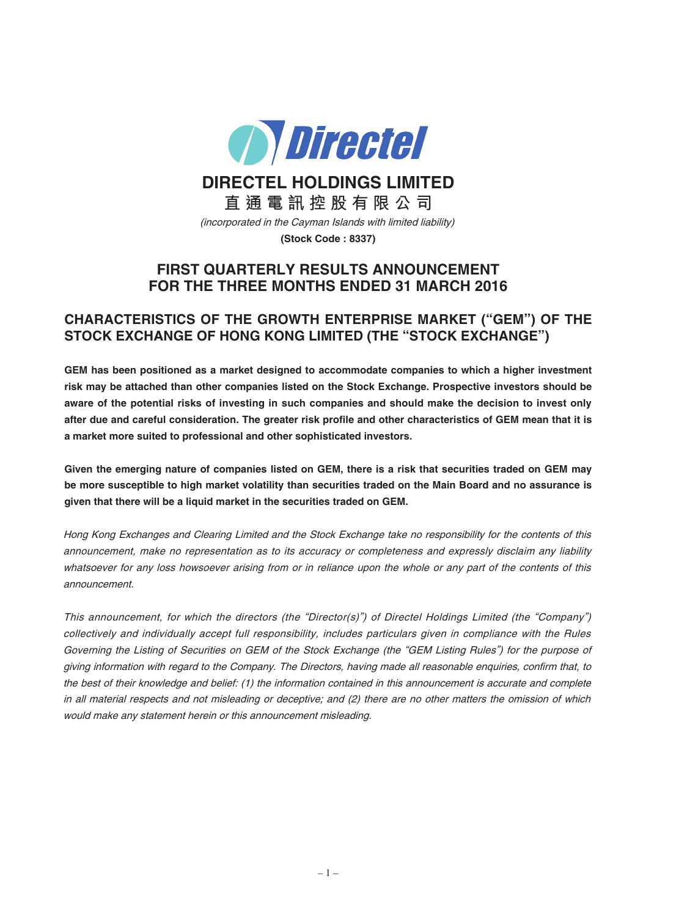# DIRECTEL HOLDINGS LIMITED

**直 通 電 訊 控 股 有 限 公 司**

*(incorporated in the Cayman Islands with limited liability)*

**(Stock Code : 8337)**

## FIRST QUARTERLY RESULTS ANNOUNCEMENT FOR THE THREE MONTHS ENDED 31 MARCH 2016

## CHARACTERISTICS OF THE GROWTH ENTERPRISE MARKET ("GEM") OF THE STOCK EXCHANGE OF HONG KONG LIMITED (THE "STOCK EXCHANGE")

**GEM has been positioned as a market designed to accommodate companies to which a higher investment risk may be attached than other companies listed on the Stock Exchange. Prospective investors should be aware of the potential risks of investing in such companies and should make the decision to invest only after due and careful consideration. The greater risk profile and other characteristics of GEM mean that it is a market more suited to professional and other sophisticated investors.**

**Given the emerging nature of companies listed on GEM, there is a risk that securities traded on GEM may be more susceptible to high market volatility than securities traded on the Main Board and no assurance is given that there will be a liquid market in the securities traded on GEM.**

*Hong Kong Exchanges and Clearing Limited and the Stock Exchange take no responsibility for the contents of this announcement, make no representation as to its accuracy or completeness and expressly disclaim any liability whatsoever for any loss howsoever arising from or in reliance upon the whole or any part of the contents of this announcement.*

*This announcement, for which the directors (the "Director(s)") of Directel Holdings Limited (the "Company") collectively and individually accept full responsibility, includes particulars given in compliance with the Rules Governing the Listing of Securities on GEM of the Stock Exchange (the "GEM Listing Rules") for the purpose of giving information with regard to the Company. The Directors, having made all reasonable enquiries, confirm that, to the best of their knowledge and belief: (1) the information contained in this announcement is accurate and complete in all material respects and not misleading or deceptive; and (2) there are no other matters the omission of which would make any statement herein or this announcement misleading.*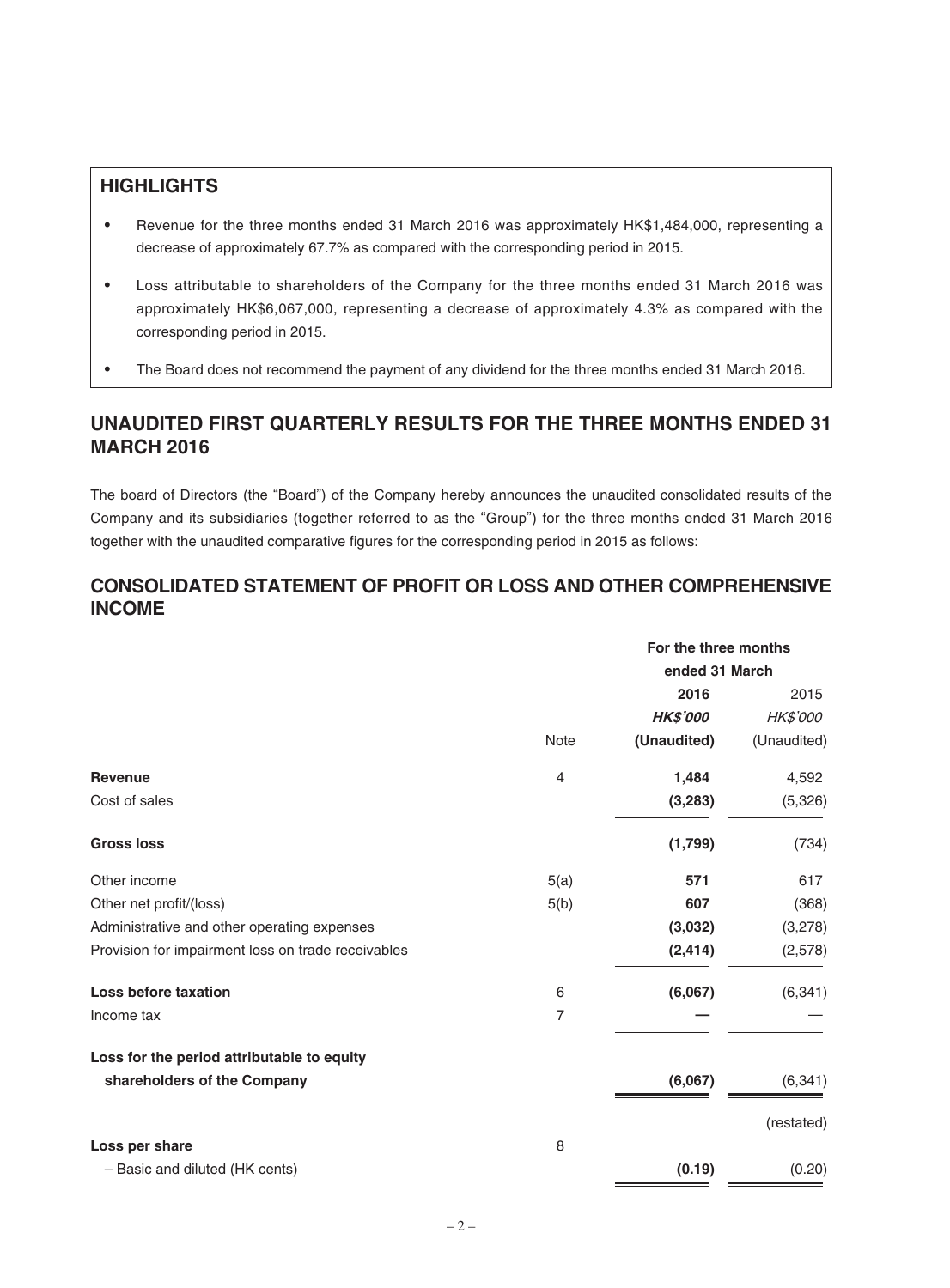## HIGHLIGHTS

- Revenue for the three months ended 31 March 2016 was approximately HK$1,484,000, representing a decrease of approximately 67.7% as compared with the corresponding period in 2015.
- Loss attributable to shareholders of the Company for the three months ended 31 March 2016 was approximately HK$6,067,000, representing a decrease of approximately 4.3% as compared with the corresponding period in 2015.
- The Board does not recommend the payment of any dividend for the three months ended 31 March 2016.

## UNAUDITED FIRST QUARTERLY RESULTS FOR THE THREE MONTHS ENDED 31 MARCH 2016

The board of Directors (the "Board") of the Company hereby announces the unaudited consolidated results of the Company and its subsidiaries (together referred to as the "Group") for the three months ended 31 March 2016 together with the unaudited comparative figures for the corresponding period in 2015 as follows:

## CONSOLIDATED STATEMENT OF PROFIT OR LOSS AND OTHER COMPREHENSIVE INCOME

| | | For the three months ended 31 March | |
|---|---|---|---|
| | | **2016** | 2015 |
| | | ***HK$'000*** | *HK$'000* |
| | Note | **(Unaudited)** | (Unaudited) |
| **Revenue** | 4 | **1,484** | 4,592 |
| Cost of sales | | **(3,283)** | (5,326) |
| **Gross loss** | | **(1,799)** | (734) |
| Other income | 5(a) | **571** | 617 |
| Other net profit/(loss) | 5(b) | **607** | (368) |
| Administrative and other operating expenses | | **(3,032)** | (3,278) |
| Provision for impairment loss on trade receivables | | **(2,414)** | (2,578) |
| **Loss before taxation** | 6 | **(6,067)** | (6,341) |
| Income tax | 7 | **—** | — |
| **Loss for the period attributable to equity shareholders of the Company** | | **(6,067)** | (6,341) |
| | | | (restated) |
| **Loss per share** | 8 | | |
| – Basic and diluted (HK cents) | | **(0.19)** | (0.20) |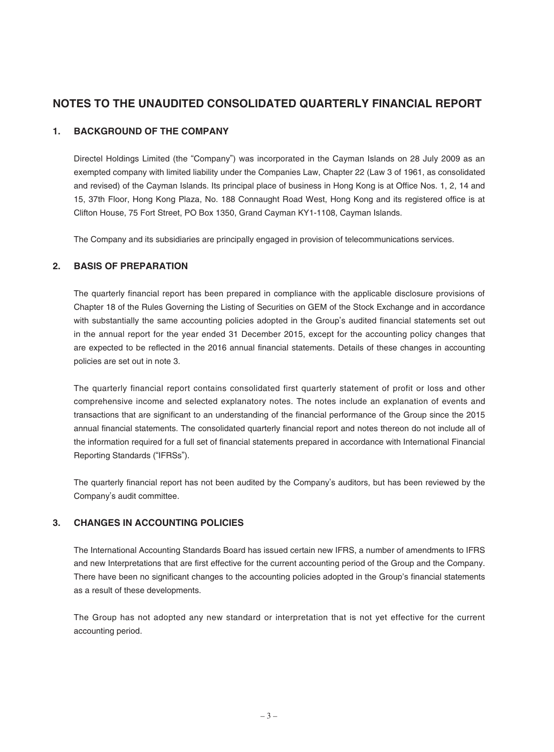# NOTES TO THE UNAUDITED CONSOLIDATED QUARTERLY FINANCIAL REPORT

## 1. BACKGROUND OF THE COMPANY

Directel Holdings Limited (the "Company") was incorporated in the Cayman Islands on 28 July 2009 as an exempted company with limited liability under the Companies Law, Chapter 22 (Law 3 of 1961, as consolidated and revised) of the Cayman Islands. Its principal place of business in Hong Kong is at Office Nos. 1, 2, 14 and 15, 37th Floor, Hong Kong Plaza, No. 188 Connaught Road West, Hong Kong and its registered office is at Clifton House, 75 Fort Street, PO Box 1350, Grand Cayman KY1-1108, Cayman Islands.

The Company and its subsidiaries are principally engaged in provision of telecommunications services.

## 2. BASIS OF PREPARATION

The quarterly financial report has been prepared in compliance with the applicable disclosure provisions of Chapter 18 of the Rules Governing the Listing of Securities on GEM of the Stock Exchange and in accordance with substantially the same accounting policies adopted in the Group's audited financial statements set out in the annual report for the year ended 31 December 2015, except for the accounting policy changes that are expected to be reflected in the 2016 annual financial statements. Details of these changes in accounting policies are set out in note 3.

The quarterly financial report contains consolidated first quarterly statement of profit or loss and other comprehensive income and selected explanatory notes. The notes include an explanation of events and transactions that are significant to an understanding of the financial performance of the Group since the 2015 annual financial statements. The consolidated quarterly financial report and notes thereon do not include all of the information required for a full set of financial statements prepared in accordance with International Financial Reporting Standards ("IFRSs").

The quarterly financial report has not been audited by the Company's auditors, but has been reviewed by the Company's audit committee.

## 3. CHANGES IN ACCOUNTING POLICIES

The International Accounting Standards Board has issued certain new IFRS, a number of amendments to IFRS and new Interpretations that are first effective for the current accounting period of the Group and the Company. There have been no significant changes to the accounting policies adopted in the Group's financial statements as a result of these developments.

The Group has not adopted any new standard or interpretation that is not yet effective for the current accounting period.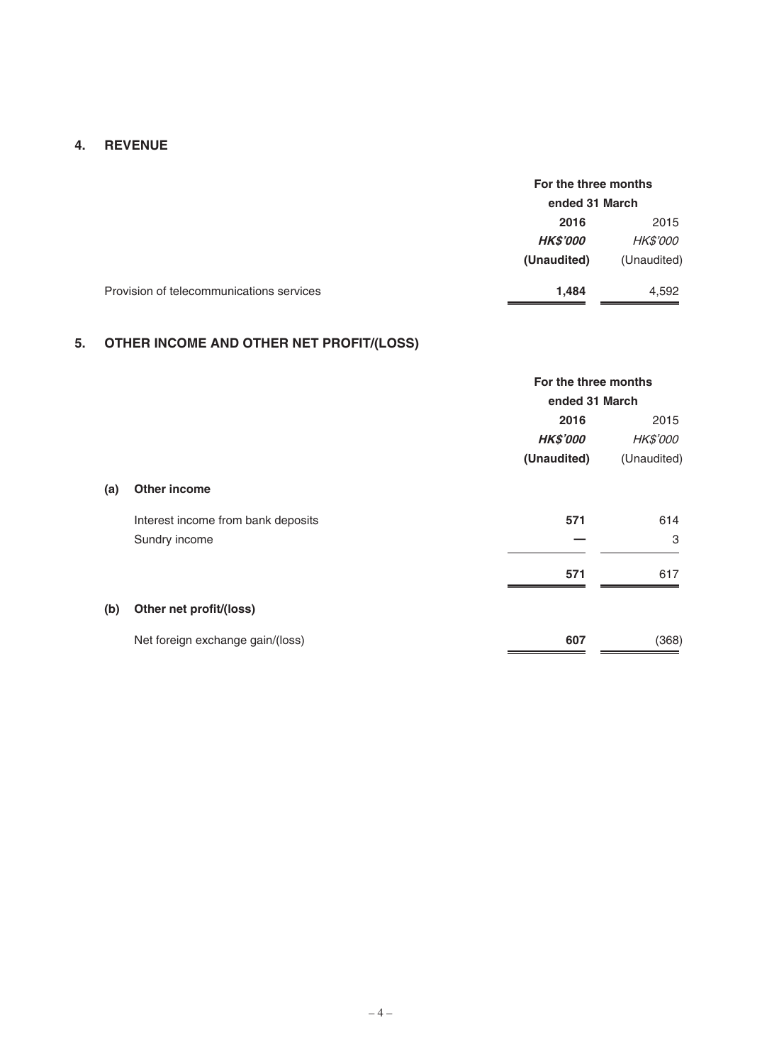## 4. REVENUE

| | For the three months ended 31 March | |
|---|---|---|
| | **2016** | 2015 |
| | ***HK$'000*** | *HK$'000* |
| | **(Unaudited)** | (Unaudited) |
| Provision of telecommunications services | **1,484** | 4,592 |

## 5. OTHER INCOME AND OTHER NET PROFIT/(LOSS)

| | For the three months ended 31 March | |
|---|---|---|
| | **2016** | 2015 |
| | ***HK$'000*** | *HK$'000* |
| | **(Unaudited)** | (Unaudited) |
| **(a) Other income** | | |
| Interest income from bank deposits | **571** | 614 |
| Sundry income | **—** | 3 |
| | **571** | 617 |
| **(b) Other net profit/(loss)** | | |
| Net foreign exchange gain/(loss) | **607** | (368) |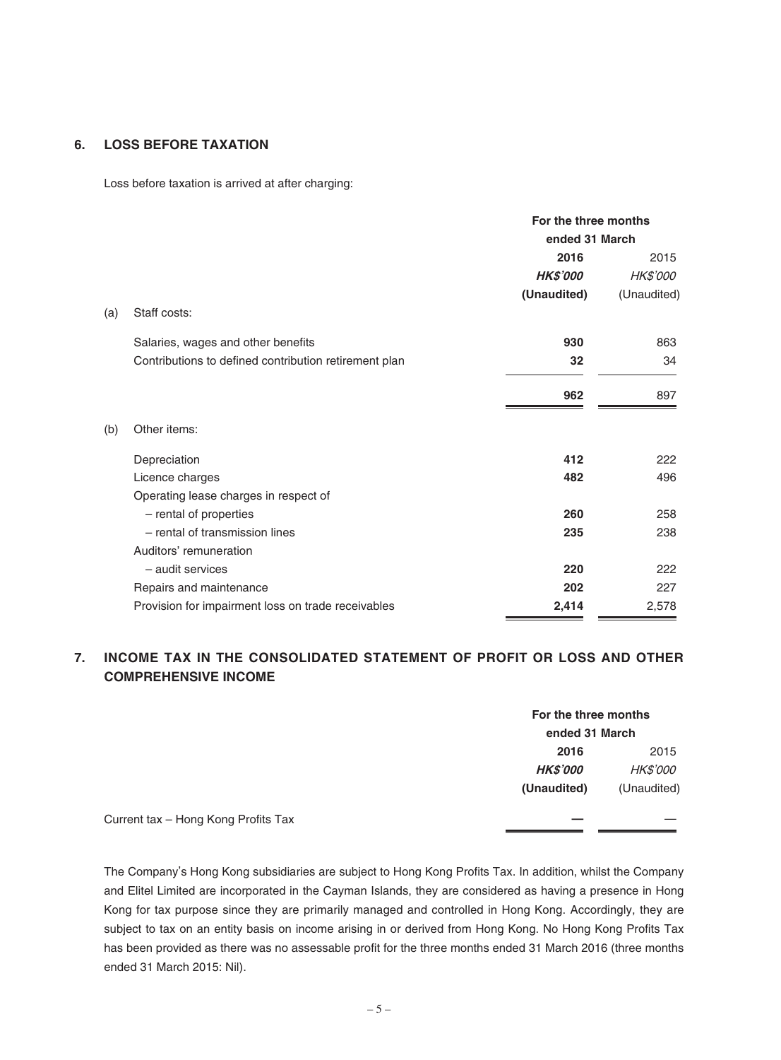## 6. LOSS BEFORE TAXATION

Loss before taxation is arrived at after charging:

| | | For the three months ended 31 March | |
|---|---|---|---|
| | | **2016** | 2015 |
| | | ***HK$'000*** | *HK$'000* |
| | | **(Unaudited)** | (Unaudited) |
| (a) | Staff costs: | | |
| | Salaries, wages and other benefits | **930** | 863 |
| | Contributions to defined contribution retirement plan | **32** | 34 |
| | | **962** | 897 |
| (b) | Other items: | | |
| | Depreciation | **412** | 222 |
| | Licence charges | **482** | 496 |
| | Operating lease charges in respect of | | |
| | – rental of properties | **260** | 258 |
| | – rental of transmission lines | **235** | 238 |
| | Auditors' remuneration | | |
| | – audit services | **220** | 222 |
| | Repairs and maintenance | **202** | 227 |
| | Provision for impairment loss on trade receivables | **2,414** | 2,578 |

## 7. INCOME TAX IN THE CONSOLIDATED STATEMENT OF PROFIT OR LOSS AND OTHER COMPREHENSIVE INCOME

| | For the three months ended 31 March | |
|---|---|---|
| | **2016** | 2015 |
| | ***HK$'000*** | *HK$'000* |
| | **(Unaudited)** | (Unaudited) |
| Current tax – Hong Kong Profits Tax | **—** | — |

The Company's Hong Kong subsidiaries are subject to Hong Kong Profits Tax. In addition, whilst the Company and Elitel Limited are incorporated in the Cayman Islands, they are considered as having a presence in Hong Kong for tax purpose since they are primarily managed and controlled in Hong Kong. Accordingly, they are subject to tax on an entity basis on income arising in or derived from Hong Kong. No Hong Kong Profits Tax has been provided as there was no assessable profit for the three months ended 31 March 2016 (three months ended 31 March 2015: Nil).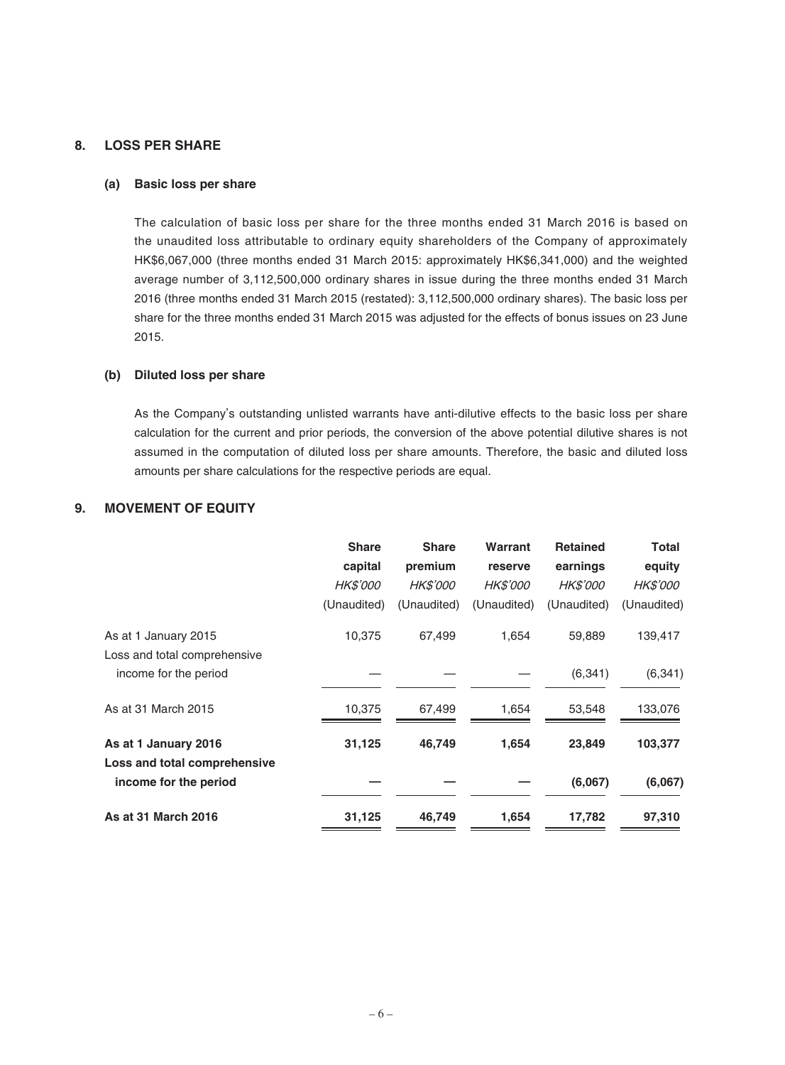## 8. LOSS PER SHARE

### (a) Basic loss per share

The calculation of basic loss per share for the three months ended 31 March 2016 is based on the unaudited loss attributable to ordinary equity shareholders of the Company of approximately HK$6,067,000 (three months ended 31 March 2015: approximately HK$6,341,000) and the weighted average number of 3,112,500,000 ordinary shares in issue during the three months ended 31 March 2016 (three months ended 31 March 2015 (restated): 3,112,500,000 ordinary shares). The basic loss per share for the three months ended 31 March 2015 was adjusted for the effects of bonus issues on 23 June 2015.

### (b) Diluted loss per share

As the Company's outstanding unlisted warrants have anti-dilutive effects to the basic loss per share calculation for the current and prior periods, the conversion of the above potential dilutive shares is not assumed in the computation of diluted loss per share amounts. Therefore, the basic and diluted loss amounts per share calculations for the respective periods are equal.

## 9. MOVEMENT OF EQUITY

| | Share capital | Share premium | Warrant reserve | Retained earnings | Total equity |
|---|---|---|---|---|---|
| | *HK$'000* | *HK$'000* | *HK$'000* | *HK$'000* | *HK$'000* |
| | (Unaudited) | (Unaudited) | (Unaudited) | (Unaudited) | (Unaudited) |
| As at 1 January 2015 | 10,375 | 67,499 | 1,654 | 59,889 | 139,417 |
| Loss and total comprehensive income for the period | — | — | — | (6,341) | (6,341) |
| As at 31 March 2015 | 10,375 | 67,499 | 1,654 | 53,548 | 133,076 |
| **As at 1 January 2016** | **31,125** | **46,749** | **1,654** | **23,849** | **103,377** |
| **Loss and total comprehensive income for the period** | **—** | **—** | **—** | **(6,067)** | **(6,067)** |
| **As at 31 March 2016** | **31,125** | **46,749** | **1,654** | **17,782** | **97,310** |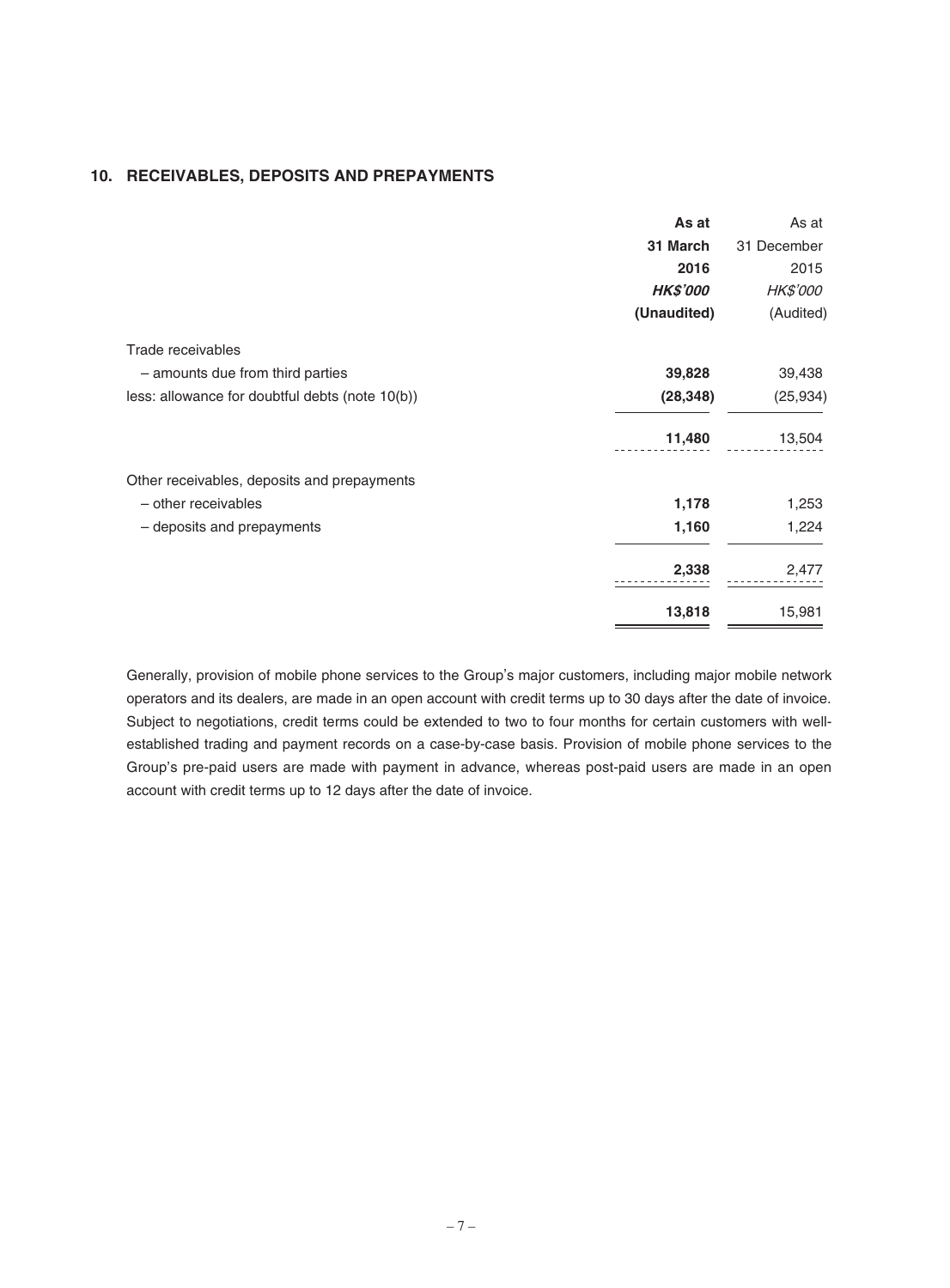## 10. RECEIVABLES, DEPOSITS AND PREPAYMENTS

| | **As at 31 March 2016** | As at 31 December 2015 |
|---|---|---|
| | ***HK$'000*** | *HK$'000* |
| | **(Unaudited)** | (Audited) |
| Trade receivables | | |
| – amounts due from third parties | **39,828** | 39,438 |
| less: allowance for doubtful debts (note 10(b)) | **(28,348)** | (25,934) |
| | **11,480** | 13,504 |
| Other receivables, deposits and prepayments | | |
| – other receivables | **1,178** | 1,253 |
| – deposits and prepayments | **1,160** | 1,224 |
| | **2,338** | 2,477 |
| | **13,818** | 15,981 |

Generally, provision of mobile phone services to the Group's major customers, including major mobile network operators and its dealers, are made in an open account with credit terms up to 30 days after the date of invoice. Subject to negotiations, credit terms could be extended to two to four months for certain customers with well-established trading and payment records on a case-by-case basis. Provision of mobile phone services to the Group's pre-paid users are made with payment in advance, whereas post-paid users are made in an open account with credit terms up to 12 days after the date of invoice.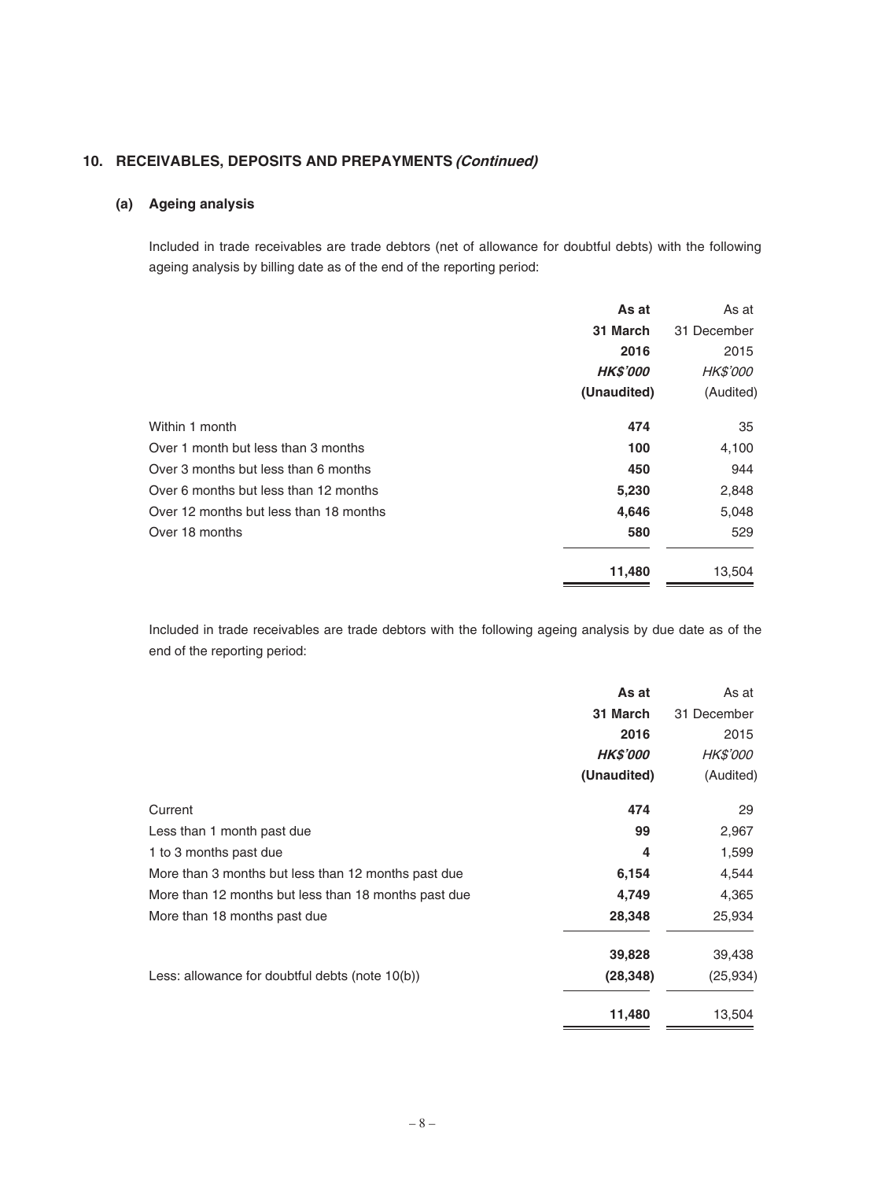## 10. RECEIVABLES, DEPOSITS AND PREPAYMENTS *(Continued)*

### (a) Ageing analysis

Included in trade receivables are trade debtors (net of allowance for doubtful debts) with the following ageing analysis by billing date as of the end of the reporting period:

| | As at 31 March 2016 HK$'000 (Unaudited) | As at 31 December 2015 HK$'000 (Audited) |
|---|---|---|
| Within 1 month | **474** | 35 |
| Over 1 month but less than 3 months | **100** | 4,100 |
| Over 3 months but less than 6 months | **450** | 944 |
| Over 6 months but less than 12 months | **5,230** | 2,848 |
| Over 12 months but less than 18 months | **4,646** | 5,048 |
| Over 18 months | **580** | 529 |
| | **11,480** | 13,504 |

Included in trade receivables are trade debtors with the following ageing analysis by due date as of the end of the reporting period:

| | As at 31 March 2016 HK$'000 (Unaudited) | As at 31 December 2015 HK$'000 (Audited) |
|---|---|---|
| Current | **474** | 29 |
| Less than 1 month past due | **99** | 2,967 |
| 1 to 3 months past due | **4** | 1,599 |
| More than 3 months but less than 12 months past due | **6,154** | 4,544 |
| More than 12 months but less than 18 months past due | **4,749** | 4,365 |
| More than 18 months past due | **28,348** | 25,934 |
| | **39,828** | 39,438 |
| Less: allowance for doubtful debts (note 10(b)) | **(28,348)** | (25,934) |
| | **11,480** | 13,504 |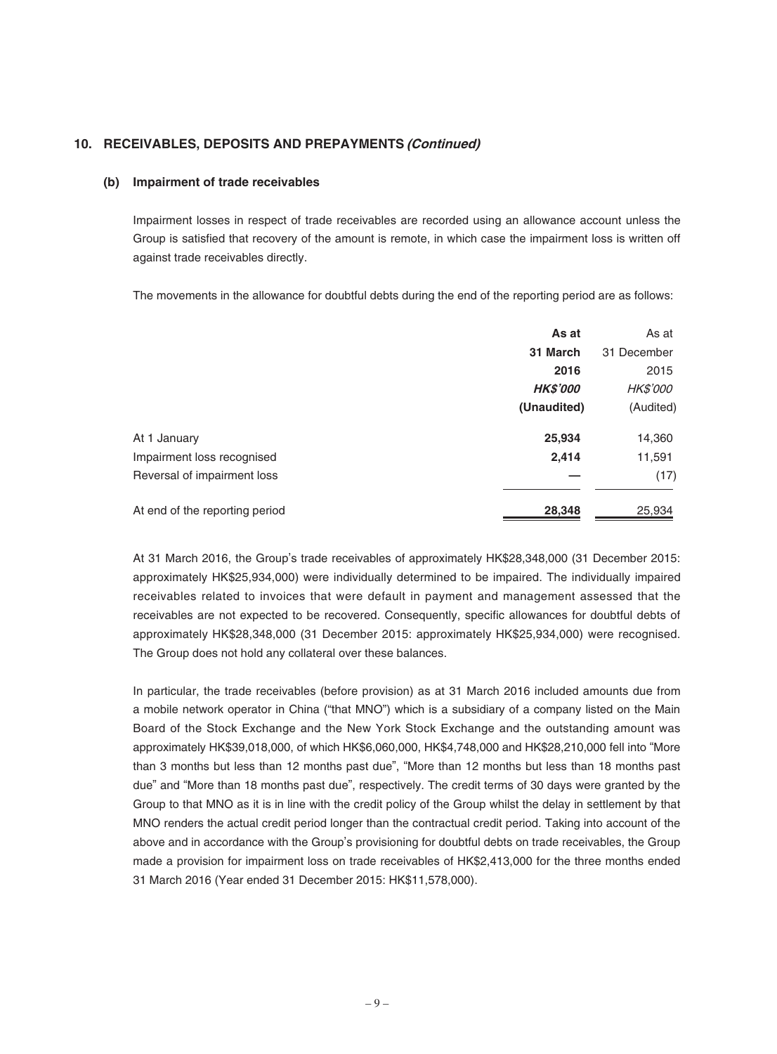## 10. RECEIVABLES, DEPOSITS AND PREPAYMENTS *(Continued)*

### (b) Impairment of trade receivables

Impairment losses in respect of trade receivables are recorded using an allowance account unless the Group is satisfied that recovery of the amount is remote, in which case the impairment loss is written off against trade receivables directly.

The movements in the allowance for doubtful debts during the end of the reporting period are as follows:

| | **As at 31 March 2016** | As at 31 December 2015 |
|---|---|---|
| | ***HK$'000*** | *HK$'000* |
| | **(Unaudited)** | (Audited) |
| At 1 January | **25,934** | 14,360 |
| Impairment loss recognised | **2,414** | 11,591 |
| Reversal of impairment loss | **—** | (17) |
| At end of the reporting period | **28,348** | 25,934 |

At 31 March 2016, the Group's trade receivables of approximately HK$28,348,000 (31 December 2015: approximately HK$25,934,000) were individually determined to be impaired. The individually impaired receivables related to invoices that were default in payment and management assessed that the receivables are not expected to be recovered. Consequently, specific allowances for doubtful debts of approximately HK$28,348,000 (31 December 2015: approximately HK$25,934,000) were recognised. The Group does not hold any collateral over these balances.

In particular, the trade receivables (before provision) as at 31 March 2016 included amounts due from a mobile network operator in China ("that MNO") which is a subsidiary of a company listed on the Main Board of the Stock Exchange and the New York Stock Exchange and the outstanding amount was approximately HK$39,018,000, of which HK$6,060,000, HK$4,748,000 and HK$28,210,000 fell into "More than 3 months but less than 12 months past due", "More than 12 months but less than 18 months past due" and "More than 18 months past due", respectively. The credit terms of 30 days were granted by the Group to that MNO as it is in line with the credit policy of the Group whilst the delay in settlement by that MNO renders the actual credit period longer than the contractual credit period. Taking into account of the above and in accordance with the Group's provisioning for doubtful debts on trade receivables, the Group made a provision for impairment loss on trade receivables of HK$2,413,000 for the three months ended 31 March 2016 (Year ended 31 December 2015: HK$11,578,000).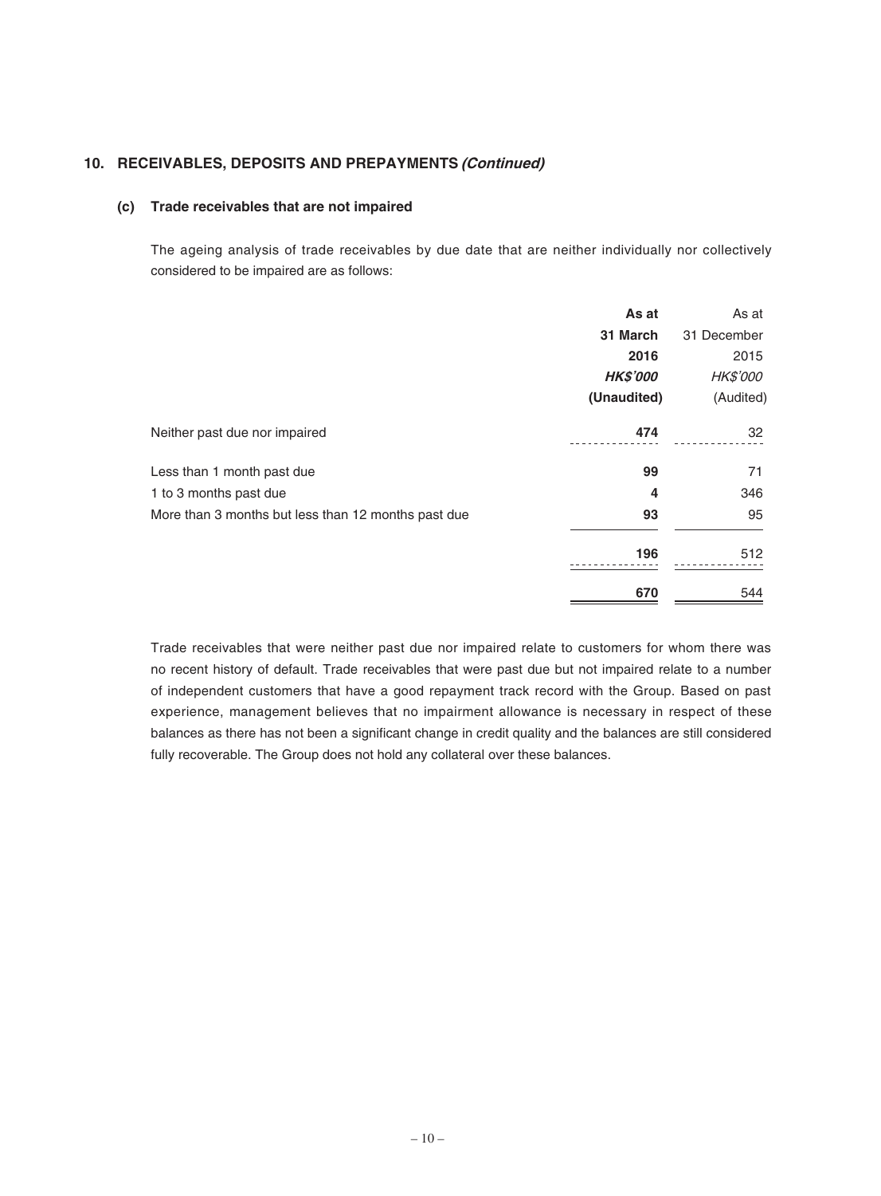## 10. RECEIVABLES, DEPOSITS AND PREPAYMENTS *(Continued)*

### (c) Trade receivables that are not impaired

The ageing analysis of trade receivables by due date that are neither individually nor collectively considered to be impaired are as follows:

| | **As at 31 March 2016** | As at 31 December 2015 |
|---|---|---|
| | ***HK$'000*** | *HK$'000* |
| | **(Unaudited)** | (Audited) |
| Neither past due nor impaired | **474** | 32 |
| Less than 1 month past due | **99** | 71 |
| 1 to 3 months past due | **4** | 346 |
| More than 3 months but less than 12 months past due | **93** | 95 |
| | **196** | 512 |
| | **670** | 544 |

Trade receivables that were neither past due nor impaired relate to customers for whom there was no recent history of default. Trade receivables that were past due but not impaired relate to a number of independent customers that have a good repayment track record with the Group. Based on past experience, management believes that no impairment allowance is necessary in respect of these balances as there has not been a significant change in credit quality and the balances are still considered fully recoverable. The Group does not hold any collateral over these balances.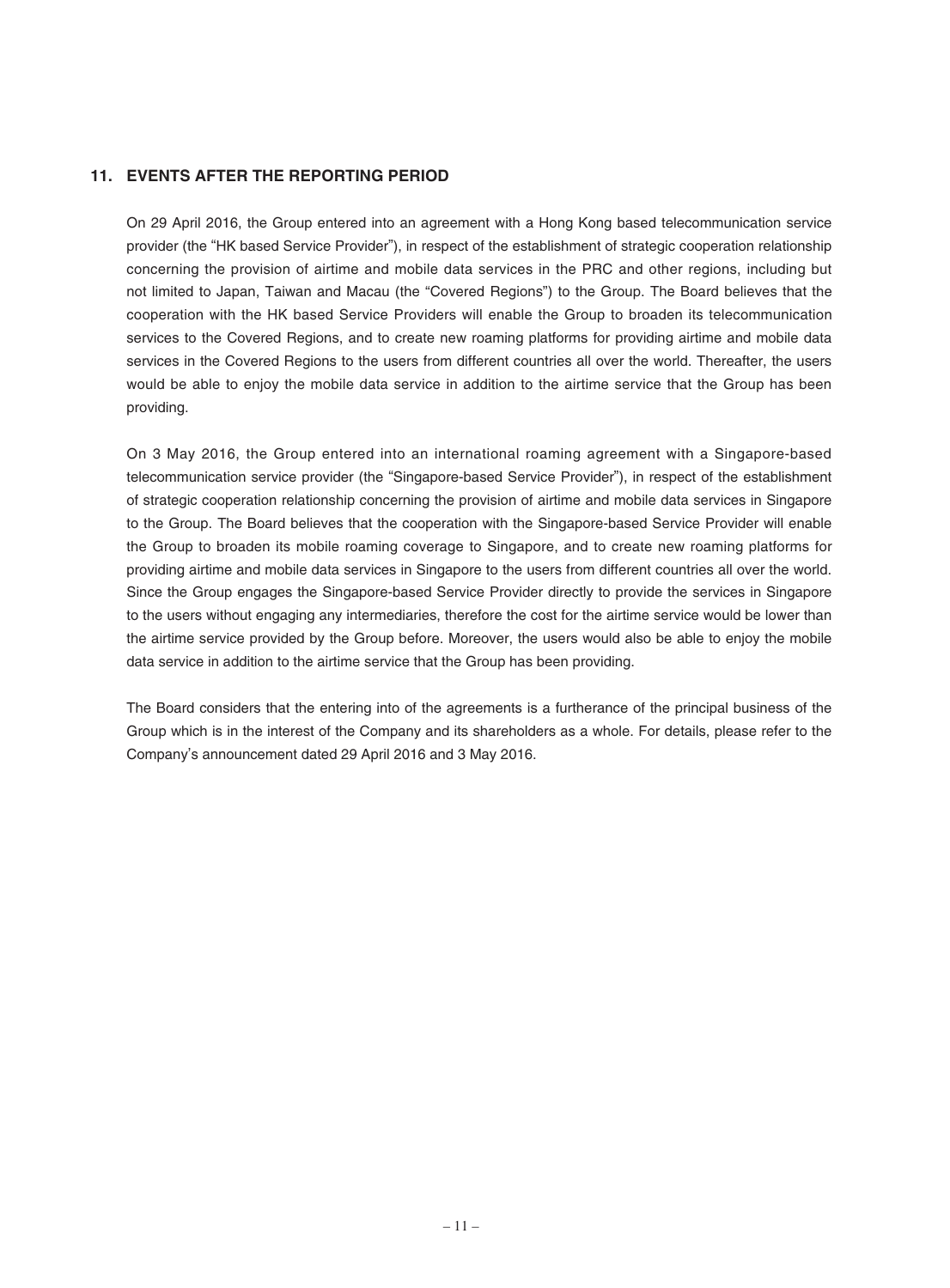## 11. EVENTS AFTER THE REPORTING PERIOD

On 29 April 2016, the Group entered into an agreement with a Hong Kong based telecommunication service provider (the "HK based Service Provider"), in respect of the establishment of strategic cooperation relationship concerning the provision of airtime and mobile data services in the PRC and other regions, including but not limited to Japan, Taiwan and Macau (the "Covered Regions") to the Group. The Board believes that the cooperation with the HK based Service Providers will enable the Group to broaden its telecommunication services to the Covered Regions, and to create new roaming platforms for providing airtime and mobile data services in the Covered Regions to the users from different countries all over the world. Thereafter, the users would be able to enjoy the mobile data service in addition to the airtime service that the Group has been providing.

On 3 May 2016, the Group entered into an international roaming agreement with a Singapore-based telecommunication service provider (the "Singapore-based Service Provider"), in respect of the establishment of strategic cooperation relationship concerning the provision of airtime and mobile data services in Singapore to the Group. The Board believes that the cooperation with the Singapore-based Service Provider will enable the Group to broaden its mobile roaming coverage to Singapore, and to create new roaming platforms for providing airtime and mobile data services in Singapore to the users from different countries all over the world. Since the Group engages the Singapore-based Service Provider directly to provide the services in Singapore to the users without engaging any intermediaries, therefore the cost for the airtime service would be lower than the airtime service provided by the Group before. Moreover, the users would also be able to enjoy the mobile data service in addition to the airtime service that the Group has been providing.

The Board considers that the entering into of the agreements is a furtherance of the principal business of the Group which is in the interest of the Company and its shareholders as a whole. For details, please refer to the Company's announcement dated 29 April 2016 and 3 May 2016.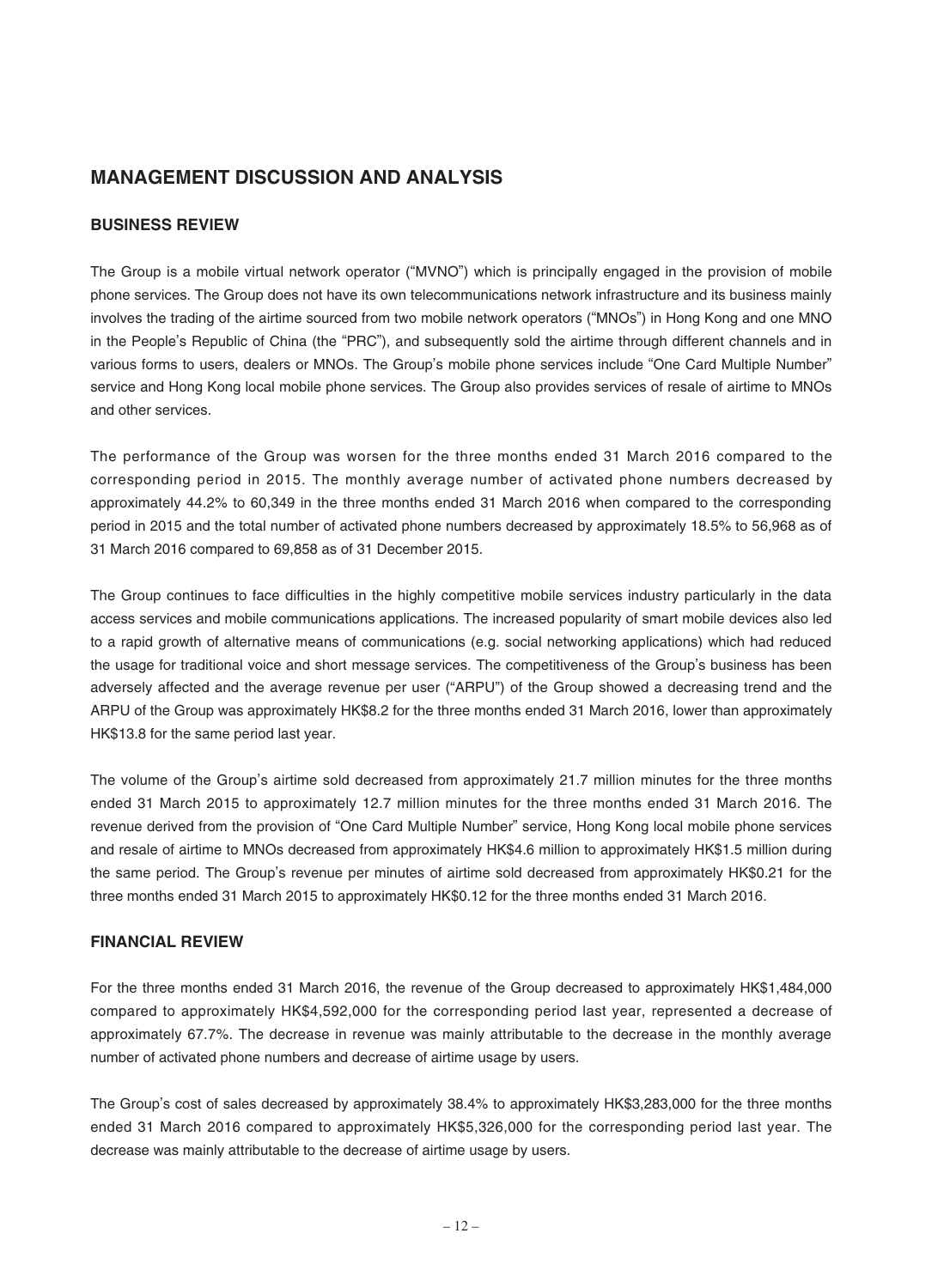## MANAGEMENT DISCUSSION AND ANALYSIS

### BUSINESS REVIEW

The Group is a mobile virtual network operator ("MVNO") which is principally engaged in the provision of mobile phone services. The Group does not have its own telecommunications network infrastructure and its business mainly involves the trading of the airtime sourced from two mobile network operators ("MNOs") in Hong Kong and one MNO in the People's Republic of China (the "PRC"), and subsequently sold the airtime through different channels and in various forms to users, dealers or MNOs. The Group's mobile phone services include "One Card Multiple Number" service and Hong Kong local mobile phone services. The Group also provides services of resale of airtime to MNOs and other services.

The performance of the Group was worsen for the three months ended 31 March 2016 compared to the corresponding period in 2015. The monthly average number of activated phone numbers decreased by approximately 44.2% to 60,349 in the three months ended 31 March 2016 when compared to the corresponding period in 2015 and the total number of activated phone numbers decreased by approximately 18.5% to 56,968 as of 31 March 2016 compared to 69,858 as of 31 December 2015.

The Group continues to face difficulties in the highly competitive mobile services industry particularly in the data access services and mobile communications applications. The increased popularity of smart mobile devices also led to a rapid growth of alternative means of communications (e.g. social networking applications) which had reduced the usage for traditional voice and short message services. The competitiveness of the Group's business has been adversely affected and the average revenue per user ("ARPU") of the Group showed a decreasing trend and the ARPU of the Group was approximately HK$8.2 for the three months ended 31 March 2016, lower than approximately HK$13.8 for the same period last year.

The volume of the Group's airtime sold decreased from approximately 21.7 million minutes for the three months ended 31 March 2015 to approximately 12.7 million minutes for the three months ended 31 March 2016. The revenue derived from the provision of "One Card Multiple Number" service, Hong Kong local mobile phone services and resale of airtime to MNOs decreased from approximately HK$4.6 million to approximately HK$1.5 million during the same period. The Group's revenue per minutes of airtime sold decreased from approximately HK$0.21 for the three months ended 31 March 2015 to approximately HK$0.12 for the three months ended 31 March 2016.

### FINANCIAL REVIEW

For the three months ended 31 March 2016, the revenue of the Group decreased to approximately HK$1,484,000 compared to approximately HK$4,592,000 for the corresponding period last year, represented a decrease of approximately 67.7%. The decrease in revenue was mainly attributable to the decrease in the monthly average number of activated phone numbers and decrease of airtime usage by users.

The Group's cost of sales decreased by approximately 38.4% to approximately HK$3,283,000 for the three months ended 31 March 2016 compared to approximately HK$5,326,000 for the corresponding period last year. The decrease was mainly attributable to the decrease of airtime usage by users.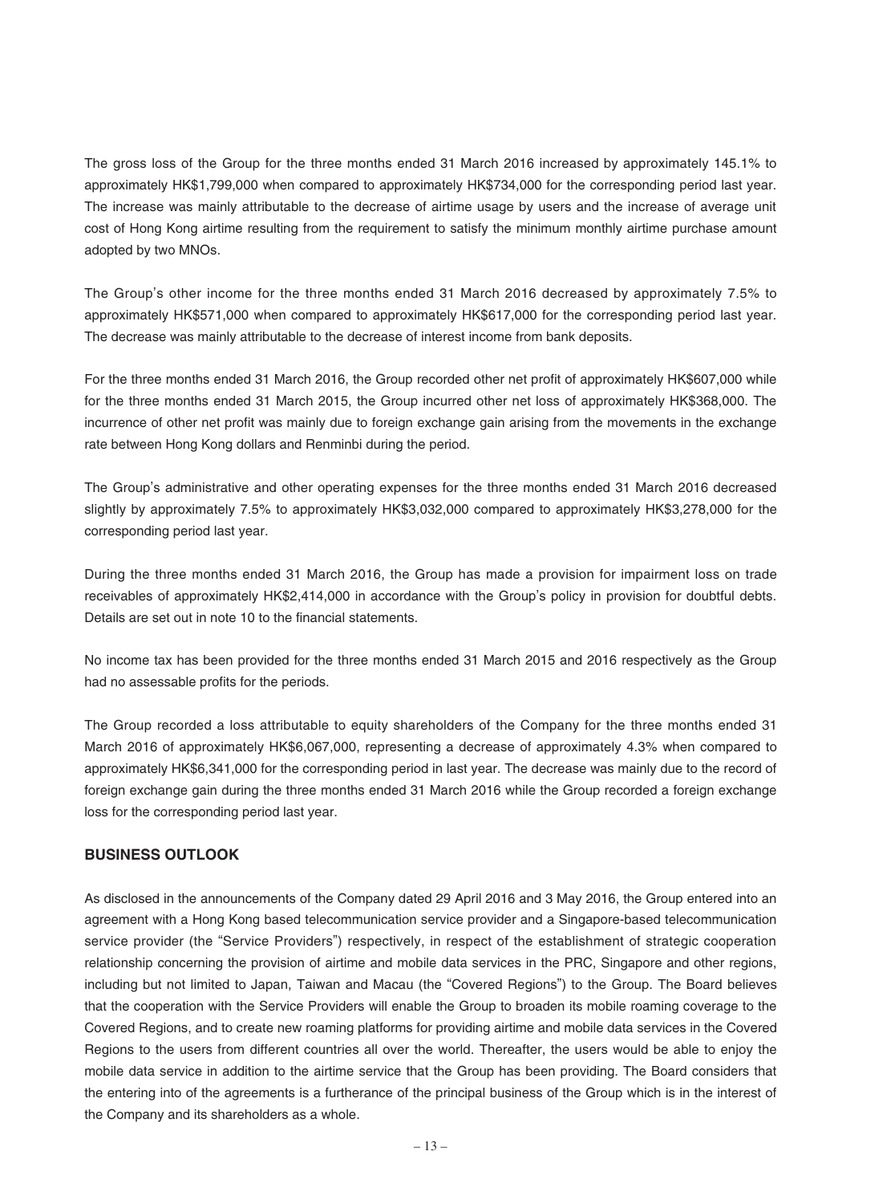The gross loss of the Group for the three months ended 31 March 2016 increased by approximately 145.1% to approximately HK$1,799,000 when compared to approximately HK$734,000 for the corresponding period last year. The increase was mainly attributable to the decrease of airtime usage by users and the increase of average unit cost of Hong Kong airtime resulting from the requirement to satisfy the minimum monthly airtime purchase amount adopted by two MNOs.

The Group's other income for the three months ended 31 March 2016 decreased by approximately 7.5% to approximately HK$571,000 when compared to approximately HK$617,000 for the corresponding period last year. The decrease was mainly attributable to the decrease of interest income from bank deposits.

For the three months ended 31 March 2016, the Group recorded other net profit of approximately HK$607,000 while for the three months ended 31 March 2015, the Group incurred other net loss of approximately HK$368,000. The incurrence of other net profit was mainly due to foreign exchange gain arising from the movements in the exchange rate between Hong Kong dollars and Renminbi during the period.

The Group's administrative and other operating expenses for the three months ended 31 March 2016 decreased slightly by approximately 7.5% to approximately HK$3,032,000 compared to approximately HK$3,278,000 for the corresponding period last year.

During the three months ended 31 March 2016, the Group has made a provision for impairment loss on trade receivables of approximately HK$2,414,000 in accordance with the Group's policy in provision for doubtful debts. Details are set out in note 10 to the financial statements.

No income tax has been provided for the three months ended 31 March 2015 and 2016 respectively as the Group had no assessable profits for the periods.

The Group recorded a loss attributable to equity shareholders of the Company for the three months ended 31 March 2016 of approximately HK$6,067,000, representing a decrease of approximately 4.3% when compared to approximately HK$6,341,000 for the corresponding period in last year. The decrease was mainly due to the record of foreign exchange gain during the three months ended 31 March 2016 while the Group recorded a foreign exchange loss for the corresponding period last year.

## BUSINESS OUTLOOK

As disclosed in the announcements of the Company dated 29 April 2016 and 3 May 2016, the Group entered into an agreement with a Hong Kong based telecommunication service provider and a Singapore-based telecommunication service provider (the "Service Providers") respectively, in respect of the establishment of strategic cooperation relationship concerning the provision of airtime and mobile data services in the PRC, Singapore and other regions, including but not limited to Japan, Taiwan and Macau (the "Covered Regions") to the Group. The Board believes that the cooperation with the Service Providers will enable the Group to broaden its mobile roaming coverage to the Covered Regions, and to create new roaming platforms for providing airtime and mobile data services in the Covered Regions to the users from different countries all over the world. Thereafter, the users would be able to enjoy the mobile data service in addition to the airtime service that the Group has been providing. The Board considers that the entering into of the agreements is a furtherance of the principal business of the Group which is in the interest of the Company and its shareholders as a whole.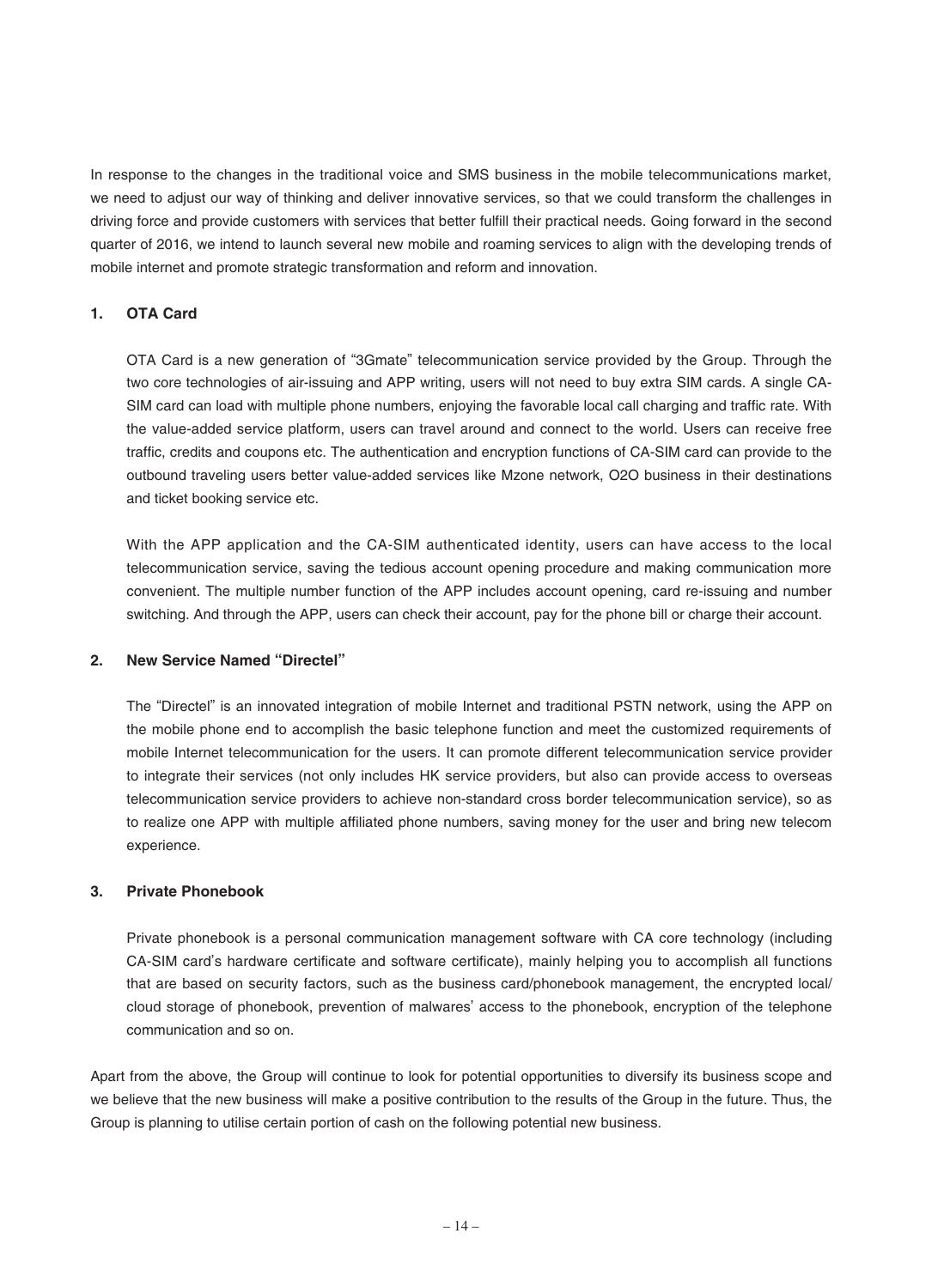In response to the changes in the traditional voice and SMS business in the mobile telecommunications market, we need to adjust our way of thinking and deliver innovative services, so that we could transform the challenges in driving force and provide customers with services that better fulfill their practical needs. Going forward in the second quarter of 2016, we intend to launch several new mobile and roaming services to align with the developing trends of mobile internet and promote strategic transformation and reform and innovation.

**1. OTA Card**

OTA Card is a new generation of "3Gmate" telecommunication service provided by the Group. Through the two core technologies of air-issuing and APP writing, users will not need to buy extra SIM cards. A single CA-SIM card can load with multiple phone numbers, enjoying the favorable local call charging and traffic rate. With the value-added service platform, users can travel around and connect to the world. Users can receive free traffic, credits and coupons etc. The authentication and encryption functions of CA-SIM card can provide to the outbound traveling users better value-added services like Mzone network, O2O business in their destinations and ticket booking service etc.

With the APP application and the CA-SIM authenticated identity, users can have access to the local telecommunication service, saving the tedious account opening procedure and making communication more convenient. The multiple number function of the APP includes account opening, card re-issuing and number switching. And through the APP, users can check their account, pay for the phone bill or charge their account.

**2. New Service Named "Directel"**

The "Directel" is an innovated integration of mobile Internet and traditional PSTN network, using the APP on the mobile phone end to accomplish the basic telephone function and meet the customized requirements of mobile Internet telecommunication for the users. It can promote different telecommunication service provider to integrate their services (not only includes HK service providers, but also can provide access to overseas telecommunication service providers to achieve non-standard cross border telecommunication service), so as to realize one APP with multiple affiliated phone numbers, saving money for the user and bring new telecom experience.

**3. Private Phonebook**

Private phonebook is a personal communication management software with CA core technology (including CA-SIM card's hardware certificate and software certificate), mainly helping you to accomplish all functions that are based on security factors, such as the business card/phonebook management, the encrypted local/cloud storage of phonebook, prevention of malwares' access to the phonebook, encryption of the telephone communication and so on.

Apart from the above, the Group will continue to look for potential opportunities to diversify its business scope and we believe that the new business will make a positive contribution to the results of the Group in the future. Thus, the Group is planning to utilise certain portion of cash on the following potential new business.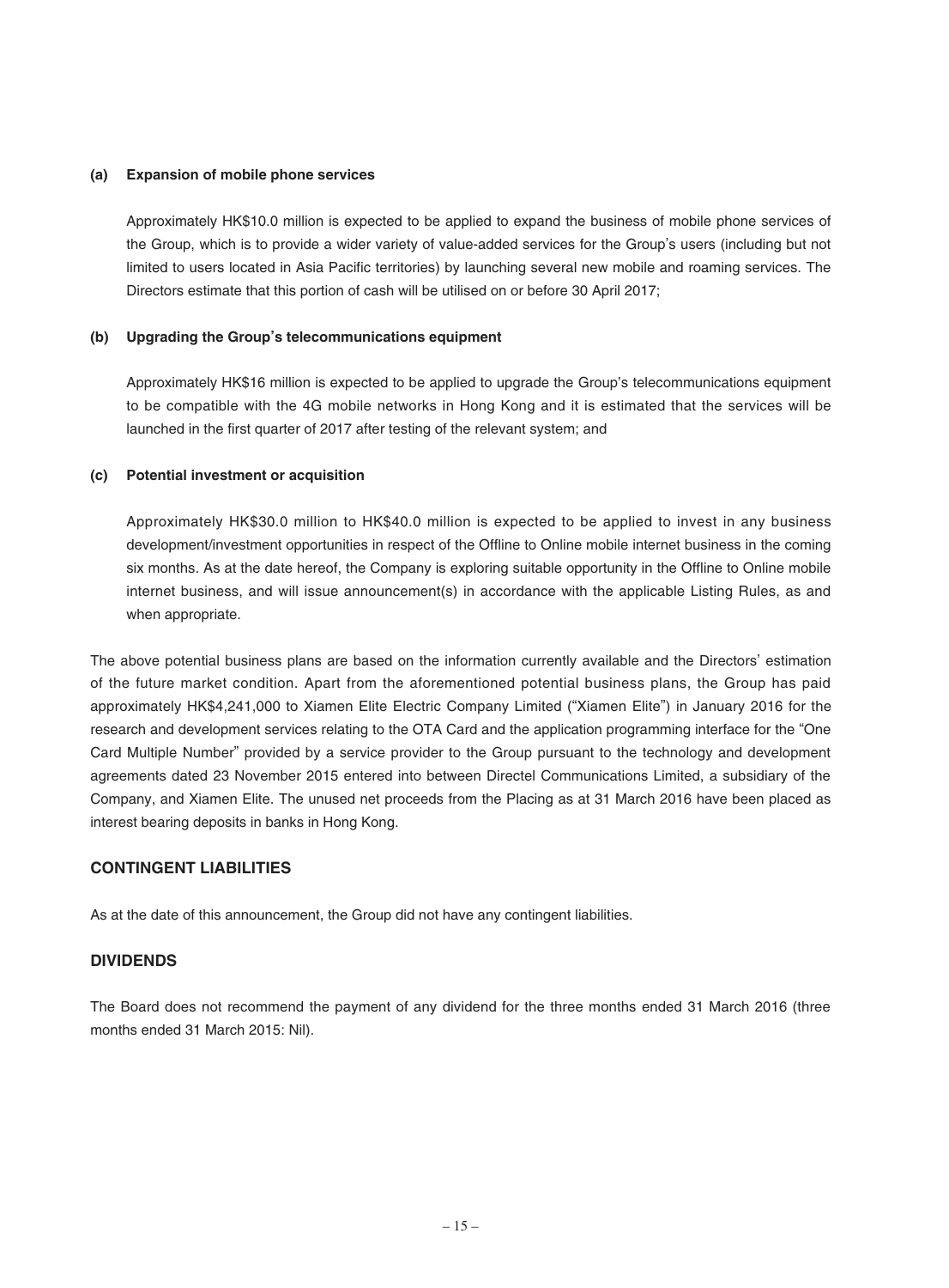**(a) Expansion of mobile phone services**

Approximately HK$10.0 million is expected to be applied to expand the business of mobile phone services of the Group, which is to provide a wider variety of value-added services for the Group's users (including but not limited to users located in Asia Pacific territories) by launching several new mobile and roaming services. The Directors estimate that this portion of cash will be utilised on or before 30 April 2017;

**(b) Upgrading the Group's telecommunications equipment**

Approximately HK$16 million is expected to be applied to upgrade the Group's telecommunications equipment to be compatible with the 4G mobile networks in Hong Kong and it is estimated that the services will be launched in the first quarter of 2017 after testing of the relevant system; and

**(c) Potential investment or acquisition**

Approximately HK$30.0 million to HK$40.0 million is expected to be applied to invest in any business development/investment opportunities in respect of the Offline to Online mobile internet business in the coming six months. As at the date hereof, the Company is exploring suitable opportunity in the Offline to Online mobile internet business, and will issue announcement(s) in accordance with the applicable Listing Rules, as and when appropriate.

The above potential business plans are based on the information currently available and the Directors' estimation of the future market condition. Apart from the aforementioned potential business plans, the Group has paid approximately HK$4,241,000 to Xiamen Elite Electric Company Limited ("Xiamen Elite") in January 2016 for the research and development services relating to the OTA Card and the application programming interface for the "One Card Multiple Number" provided by a service provider to the Group pursuant to the technology and development agreements dated 23 November 2015 entered into between Directel Communications Limited, a subsidiary of the Company, and Xiamen Elite. The unused net proceeds from the Placing as at 31 March 2016 have been placed as interest bearing deposits in banks in Hong Kong.

## CONTINGENT LIABILITIES

As at the date of this announcement, the Group did not have any contingent liabilities.

## DIVIDENDS

The Board does not recommend the payment of any dividend for the three months ended 31 March 2016 (three months ended 31 March 2015: Nil).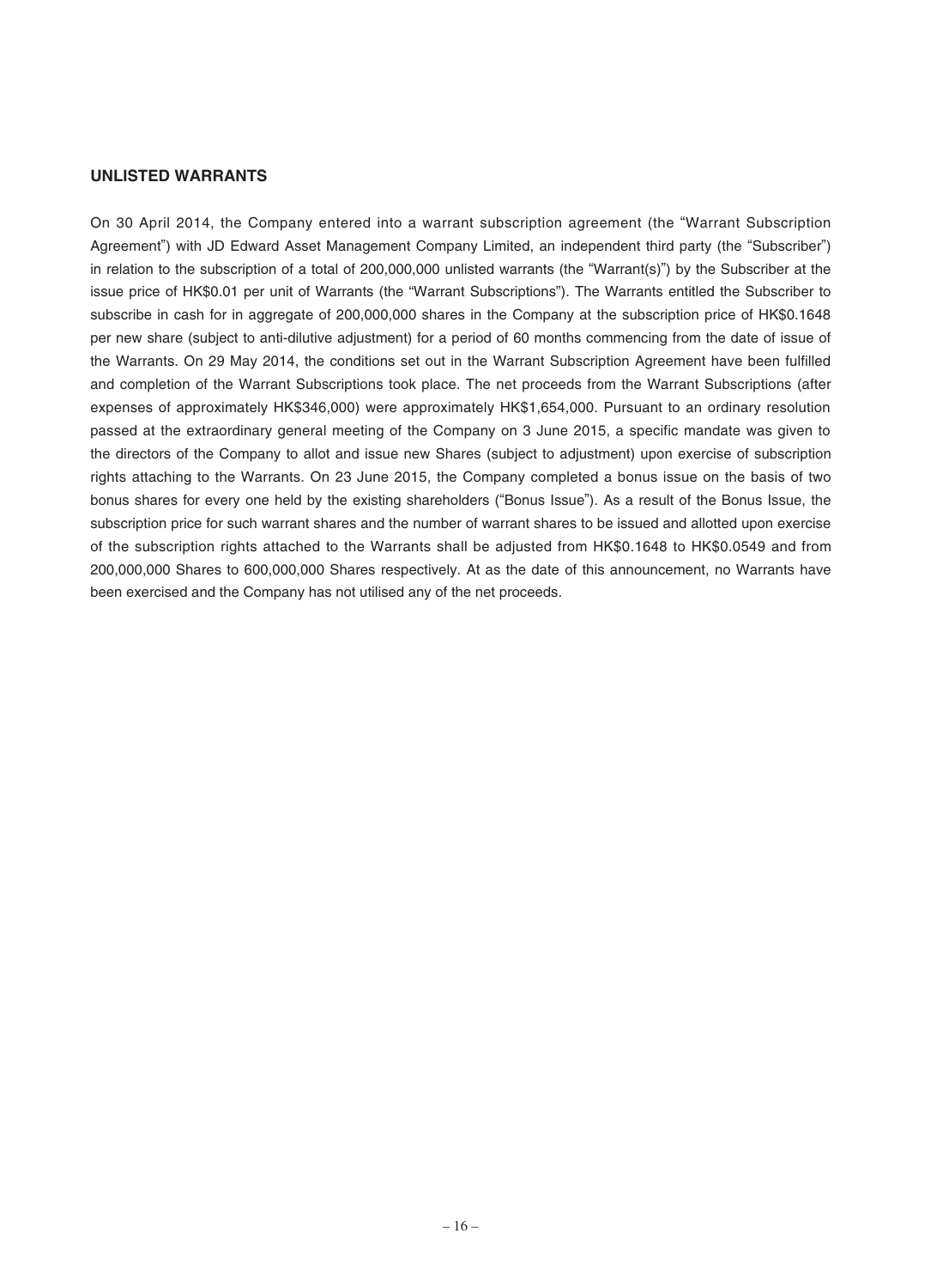## UNLISTED WARRANTS

On 30 April 2014, the Company entered into a warrant subscription agreement (the "Warrant Subscription Agreement") with JD Edward Asset Management Company Limited, an independent third party (the "Subscriber") in relation to the subscription of a total of 200,000,000 unlisted warrants (the "Warrant(s)") by the Subscriber at the issue price of HK$0.01 per unit of Warrants (the "Warrant Subscriptions"). The Warrants entitled the Subscriber to subscribe in cash for in aggregate of 200,000,000 shares in the Company at the subscription price of HK$0.1648 per new share (subject to anti-dilutive adjustment) for a period of 60 months commencing from the date of issue of the Warrants. On 29 May 2014, the conditions set out in the Warrant Subscription Agreement have been fulfilled and completion of the Warrant Subscriptions took place. The net proceeds from the Warrant Subscriptions (after expenses of approximately HK$346,000) were approximately HK$1,654,000. Pursuant to an ordinary resolution passed at the extraordinary general meeting of the Company on 3 June 2015, a specific mandate was given to the directors of the Company to allot and issue new Shares (subject to adjustment) upon exercise of subscription rights attaching to the Warrants. On 23 June 2015, the Company completed a bonus issue on the basis of two bonus shares for every one held by the existing shareholders ("Bonus Issue"). As a result of the Bonus Issue, the subscription price for such warrant shares and the number of warrant shares to be issued and allotted upon exercise of the subscription rights attached to the Warrants shall be adjusted from HK$0.1648 to HK$0.0549 and from 200,000,000 Shares to 600,000,000 Shares respectively. At as the date of this announcement, no Warrants have been exercised and the Company has not utilised any of the net proceeds.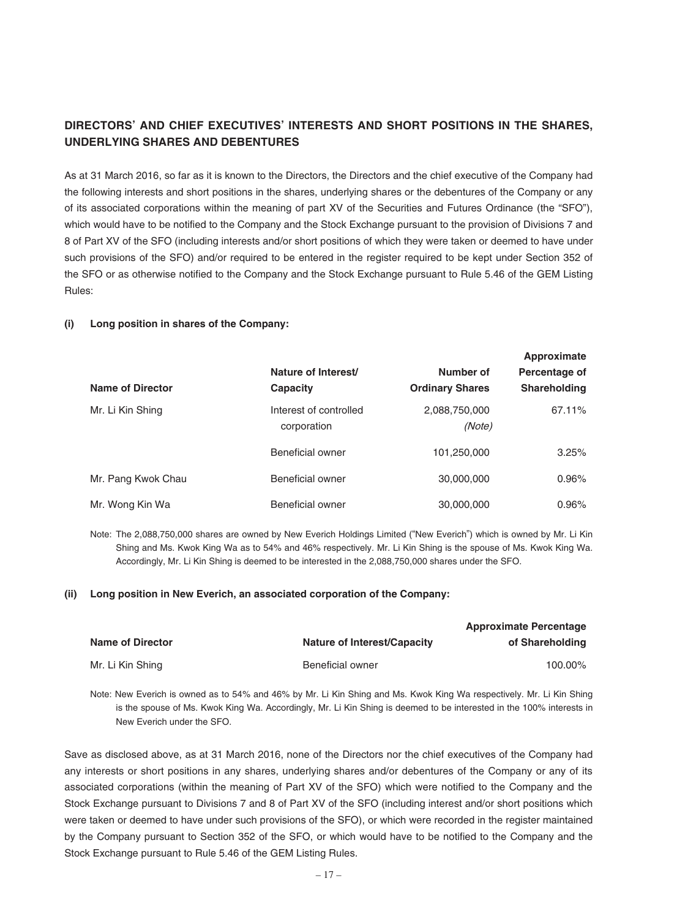## DIRECTORS' AND CHIEF EXECUTIVES' INTERESTS AND SHORT POSITIONS IN THE SHARES, UNDERLYING SHARES AND DEBENTURES

As at 31 March 2016, so far as it is known to the Directors, the Directors and the chief executive of the Company had the following interests and short positions in the shares, underlying shares or the debentures of the Company or any of its associated corporations within the meaning of part XV of the Securities and Futures Ordinance (the "SFO"), which would have to be notified to the Company and the Stock Exchange pursuant to the provision of Divisions 7 and 8 of Part XV of the SFO (including interests and/or short positions of which they were taken or deemed to have under such provisions of the SFO) and/or required to be entered in the register required to be kept under Section 352 of the SFO or as otherwise notified to the Company and the Stock Exchange pursuant to Rule 5.46 of the GEM Listing Rules:

**(i) Long position in shares of the Company:**

| Name of Director | Nature of Interest/ Capacity | Number of Ordinary Shares | Approximate Percentage of Shareholding |
|---|---|---|---|
| Mr. Li Kin Shing | Interest of controlled corporation | 2,088,750,000 *(Note)* | 67.11% |
| | Beneficial owner | 101,250,000 | 3.25% |
| Mr. Pang Kwok Chau | Beneficial owner | 30,000,000 | 0.96% |
| Mr. Wong Kin Wa | Beneficial owner | 30,000,000 | 0.96% |

Note: The 2,088,750,000 shares are owned by New Everich Holdings Limited ("New Everich") which is owned by Mr. Li Kin Shing and Ms. Kwok King Wa as to 54% and 46% respectively. Mr. Li Kin Shing is the spouse of Ms. Kwok King Wa. Accordingly, Mr. Li Kin Shing is deemed to be interested in the 2,088,750,000 shares under the SFO.

**(ii) Long position in New Everich, an associated corporation of the Company:**

| Name of Director | Nature of Interest/Capacity | Approximate Percentage of Shareholding |
|---|---|---|
| Mr. Li Kin Shing | Beneficial owner | 100.00% |

Note: New Everich is owned as to 54% and 46% by Mr. Li Kin Shing and Ms. Kwok King Wa respectively. Mr. Li Kin Shing is the spouse of Ms. Kwok King Wa. Accordingly, Mr. Li Kin Shing is deemed to be interested in the 100% interests in New Everich under the SFO.

Save as disclosed above, as at 31 March 2016, none of the Directors nor the chief executives of the Company had any interests or short positions in any shares, underlying shares and/or debentures of the Company or any of its associated corporations (within the meaning of Part XV of the SFO) which were notified to the Company and the Stock Exchange pursuant to Divisions 7 and 8 of Part XV of the SFO (including interest and/or short positions which were taken or deemed to have under such provisions of the SFO), or which were recorded in the register maintained by the Company pursuant to Section 352 of the SFO, or which would have to be notified to the Company and the Stock Exchange pursuant to Rule 5.46 of the GEM Listing Rules.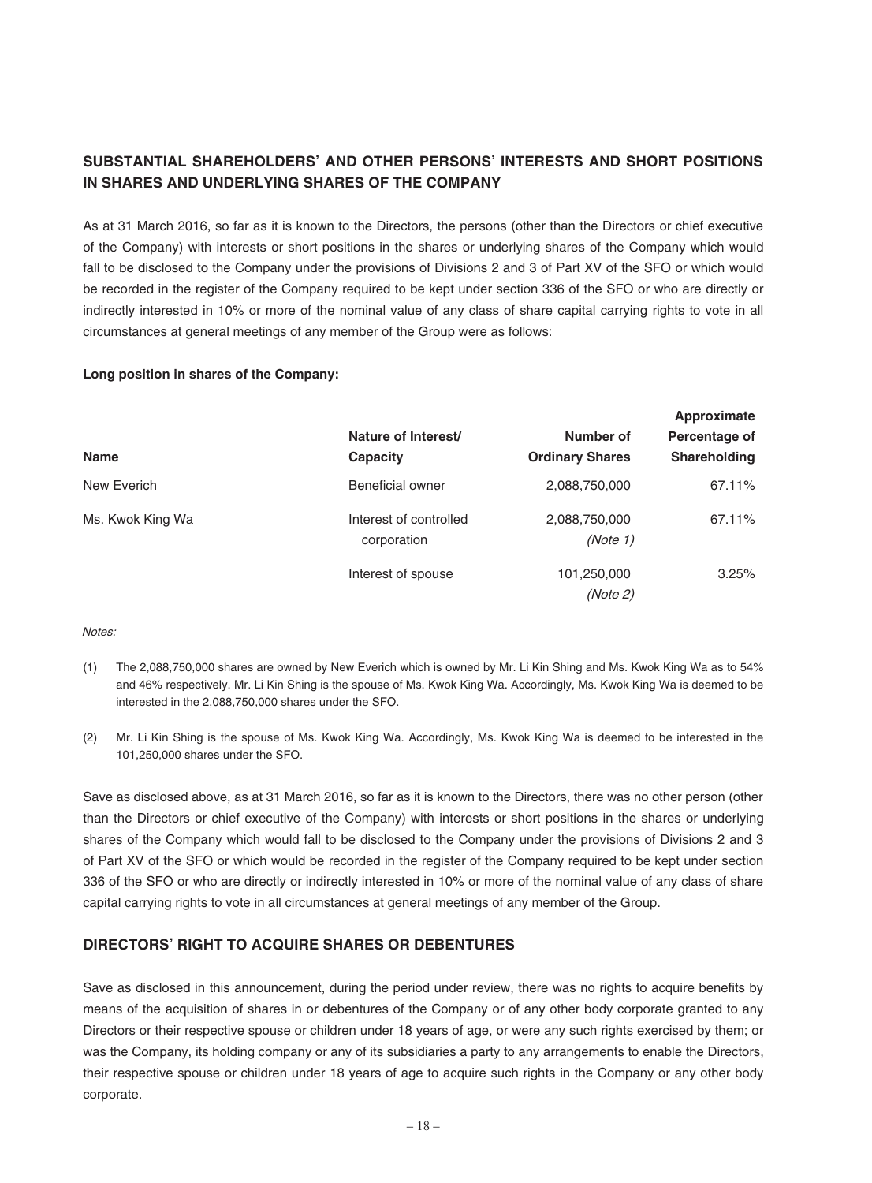## SUBSTANTIAL SHAREHOLDERS' AND OTHER PERSONS' INTERESTS AND SHORT POSITIONS IN SHARES AND UNDERLYING SHARES OF THE COMPANY

As at 31 March 2016, so far as it is known to the Directors, the persons (other than the Directors or chief executive of the Company) with interests or short positions in the shares or underlying shares of the Company which would fall to be disclosed to the Company under the provisions of Divisions 2 and 3 of Part XV of the SFO or which would be recorded in the register of the Company required to be kept under section 336 of the SFO or who are directly or indirectly interested in 10% or more of the nominal value of any class of share capital carrying rights to vote in all circumstances at general meetings of any member of the Group were as follows:

**Long position in shares of the Company:**

| Name | Nature of Interest/ Capacity | Number of Ordinary Shares | Approximate Percentage of Shareholding |
|---|---|---|---|
| New Everich | Beneficial owner | 2,088,750,000 | 67.11% |
| Ms. Kwok King Wa | Interest of controlled corporation | 2,088,750,000 *(Note 1)* | 67.11% |
| | Interest of spouse | 101,250,000 *(Note 2)* | 3.25% |

*Notes:*

(1) The 2,088,750,000 shares are owned by New Everich which is owned by Mr. Li Kin Shing and Ms. Kwok King Wa as to 54% and 46% respectively. Mr. Li Kin Shing is the spouse of Ms. Kwok King Wa. Accordingly, Ms. Kwok King Wa is deemed to be interested in the 2,088,750,000 shares under the SFO.

(2) Mr. Li Kin Shing is the spouse of Ms. Kwok King Wa. Accordingly, Ms. Kwok King Wa is deemed to be interested in the 101,250,000 shares under the SFO.

Save as disclosed above, as at 31 March 2016, so far as it is known to the Directors, there was no other person (other than the Directors or chief executive of the Company) with interests or short positions in the shares or underlying shares of the Company which would fall to be disclosed to the Company under the provisions of Divisions 2 and 3 of Part XV of the SFO or which would be recorded in the register of the Company required to be kept under section 336 of the SFO or who are directly or indirectly interested in 10% or more of the nominal value of any class of share capital carrying rights to vote in all circumstances at general meetings of any member of the Group.

## DIRECTORS' RIGHT TO ACQUIRE SHARES OR DEBENTURES

Save as disclosed in this announcement, during the period under review, there was no rights to acquire benefits by means of the acquisition of shares in or debentures of the Company or of any other body corporate granted to any Directors or their respective spouse or children under 18 years of age, or were any such rights exercised by them; or was the Company, its holding company or any of its subsidiaries a party to any arrangements to enable the Directors, their respective spouse or children under 18 years of age to acquire such rights in the Company or any other body corporate.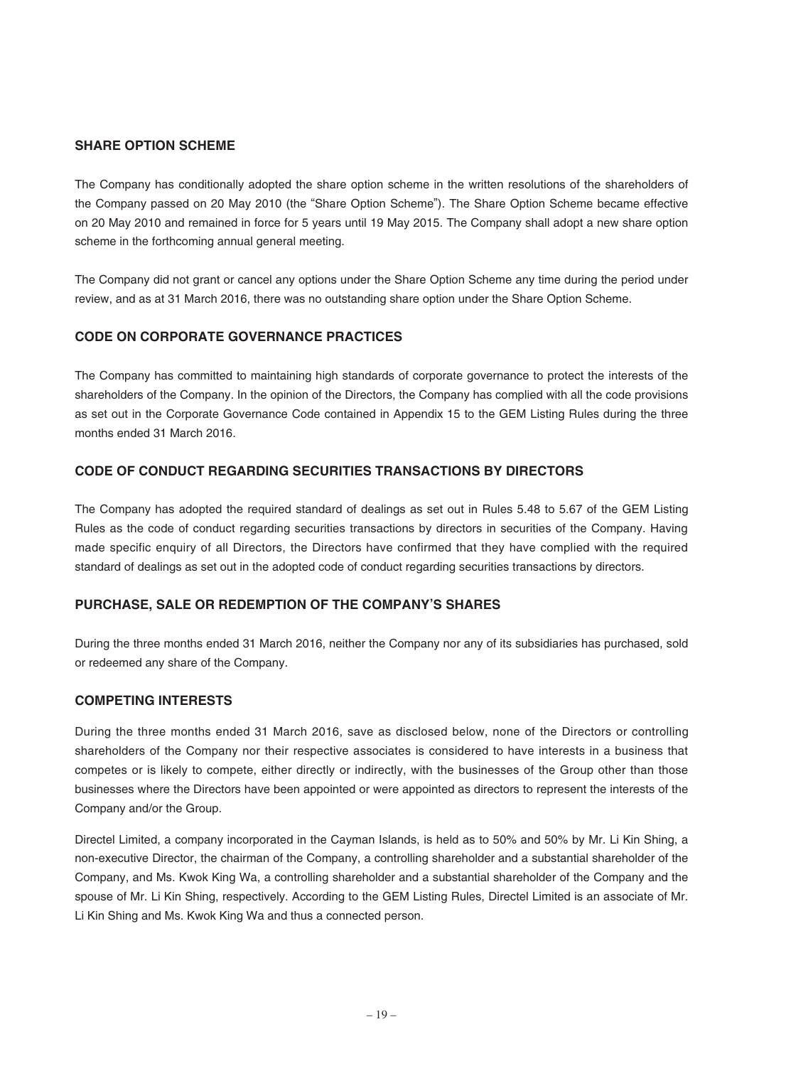## SHARE OPTION SCHEME

The Company has conditionally adopted the share option scheme in the written resolutions of the shareholders of the Company passed on 20 May 2010 (the "Share Option Scheme"). The Share Option Scheme became effective on 20 May 2010 and remained in force for 5 years until 19 May 2015. The Company shall adopt a new share option scheme in the forthcoming annual general meeting.

The Company did not grant or cancel any options under the Share Option Scheme any time during the period under review, and as at 31 March 2016, there was no outstanding share option under the Share Option Scheme.

## CODE ON CORPORATE GOVERNANCE PRACTICES

The Company has committed to maintaining high standards of corporate governance to protect the interests of the shareholders of the Company. In the opinion of the Directors, the Company has complied with all the code provisions as set out in the Corporate Governance Code contained in Appendix 15 to the GEM Listing Rules during the three months ended 31 March 2016.

## CODE OF CONDUCT REGARDING SECURITIES TRANSACTIONS BY DIRECTORS

The Company has adopted the required standard of dealings as set out in Rules 5.48 to 5.67 of the GEM Listing Rules as the code of conduct regarding securities transactions by directors in securities of the Company. Having made specific enquiry of all Directors, the Directors have confirmed that they have complied with the required standard of dealings as set out in the adopted code of conduct regarding securities transactions by directors.

## PURCHASE, SALE OR REDEMPTION OF THE COMPANY'S SHARES

During the three months ended 31 March 2016, neither the Company nor any of its subsidiaries has purchased, sold or redeemed any share of the Company.

## COMPETING INTERESTS

During the three months ended 31 March 2016, save as disclosed below, none of the Directors or controlling shareholders of the Company nor their respective associates is considered to have interests in a business that competes or is likely to compete, either directly or indirectly, with the businesses of the Group other than those businesses where the Directors have been appointed or were appointed as directors to represent the interests of the Company and/or the Group.

Directel Limited, a company incorporated in the Cayman Islands, is held as to 50% and 50% by Mr. Li Kin Shing, a non-executive Director, the chairman of the Company, a controlling shareholder and a substantial shareholder of the Company, and Ms. Kwok King Wa, a controlling shareholder and a substantial shareholder of the Company and the spouse of Mr. Li Kin Shing, respectively. According to the GEM Listing Rules, Directel Limited is an associate of Mr. Li Kin Shing and Ms. Kwok King Wa and thus a connected person.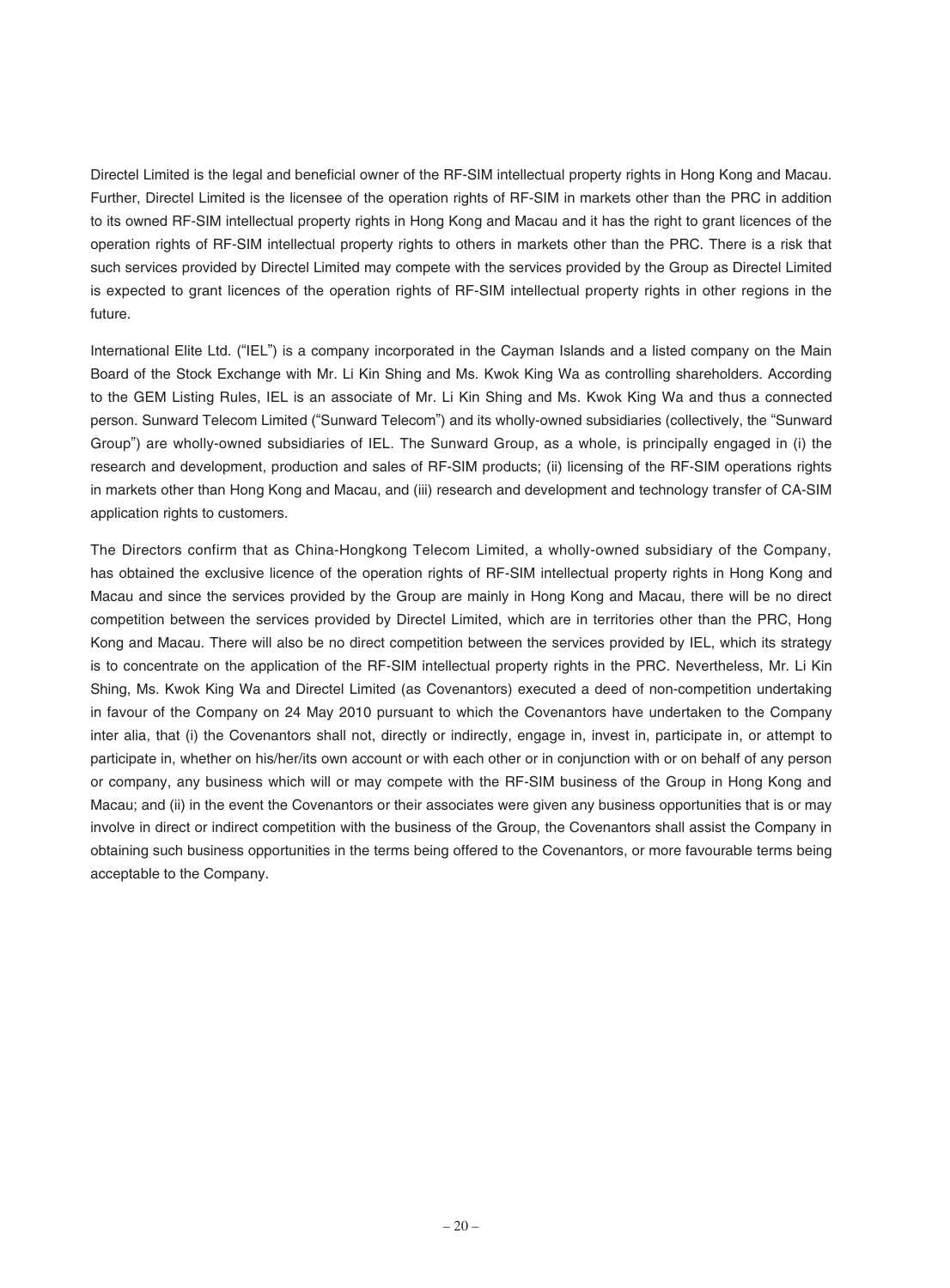Directel Limited is the legal and beneficial owner of the RF-SIM intellectual property rights in Hong Kong and Macau. Further, Directel Limited is the licensee of the operation rights of RF-SIM in markets other than the PRC in addition to its owned RF-SIM intellectual property rights in Hong Kong and Macau and it has the right to grant licences of the operation rights of RF-SIM intellectual property rights to others in markets other than the PRC. There is a risk that such services provided by Directel Limited may compete with the services provided by the Group as Directel Limited is expected to grant licences of the operation rights of RF-SIM intellectual property rights in other regions in the future.

International Elite Ltd. ("IEL") is a company incorporated in the Cayman Islands and a listed company on the Main Board of the Stock Exchange with Mr. Li Kin Shing and Ms. Kwok King Wa as controlling shareholders. According to the GEM Listing Rules, IEL is an associate of Mr. Li Kin Shing and Ms. Kwok King Wa and thus a connected person. Sunward Telecom Limited ("Sunward Telecom") and its wholly-owned subsidiaries (collectively, the "Sunward Group") are wholly-owned subsidiaries of IEL. The Sunward Group, as a whole, is principally engaged in (i) the research and development, production and sales of RF-SIM products; (ii) licensing of the RF-SIM operations rights in markets other than Hong Kong and Macau, and (iii) research and development and technology transfer of CA-SIM application rights to customers.

The Directors confirm that as China-Hongkong Telecom Limited, a wholly-owned subsidiary of the Company, has obtained the exclusive licence of the operation rights of RF-SIM intellectual property rights in Hong Kong and Macau and since the services provided by the Group are mainly in Hong Kong and Macau, there will be no direct competition between the services provided by Directel Limited, which are in territories other than the PRC, Hong Kong and Macau. There will also be no direct competition between the services provided by IEL, which its strategy is to concentrate on the application of the RF-SIM intellectual property rights in the PRC. Nevertheless, Mr. Li Kin Shing, Ms. Kwok King Wa and Directel Limited (as Covenantors) executed a deed of non-competition undertaking in favour of the Company on 24 May 2010 pursuant to which the Covenantors have undertaken to the Company inter alia, that (i) the Covenantors shall not, directly or indirectly, engage in, invest in, participate in, or attempt to participate in, whether on his/her/its own account or with each other or in conjunction with or on behalf of any person or company, any business which will or may compete with the RF-SIM business of the Group in Hong Kong and Macau; and (ii) in the event the Covenantors or their associates were given any business opportunities that is or may involve in direct or indirect competition with the business of the Group, the Covenantors shall assist the Company in obtaining such business opportunities in the terms being offered to the Covenantors, or more favourable terms being acceptable to the Company.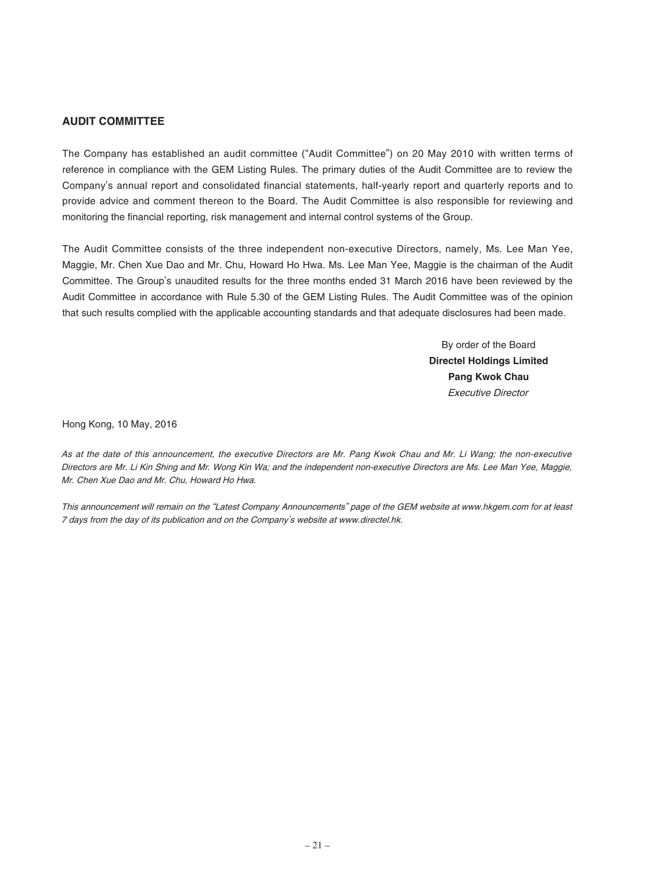## AUDIT COMMITTEE

The Company has established an audit committee ("Audit Committee") on 20 May 2010 with written terms of reference in compliance with the GEM Listing Rules. The primary duties of the Audit Committee are to review the Company's annual report and consolidated financial statements, half-yearly report and quarterly reports and to provide advice and comment thereon to the Board. The Audit Committee is also responsible for reviewing and monitoring the financial reporting, risk management and internal control systems of the Group.

The Audit Committee consists of the three independent non-executive Directors, namely, Ms. Lee Man Yee, Maggie, Mr. Chen Xue Dao and Mr. Chu, Howard Ho Hwa. Ms. Lee Man Yee, Maggie is the chairman of the Audit Committee. The Group's unaudited results for the three months ended 31 March 2016 have been reviewed by the Audit Committee in accordance with Rule 5.30 of the GEM Listing Rules. The Audit Committee was of the opinion that such results complied with the applicable accounting standards and that adequate disclosures had been made.

By order of the Board
**Directel Holdings Limited**
**Pang Kwok Chau**
*Executive Director*

Hong Kong, 10 May, 2016

*As at the date of this announcement, the executive Directors are Mr. Pang Kwok Chau and Mr. Li Wang; the non-executive Directors are Mr. Li Kin Shing and Mr. Wong Kin Wa; and the independent non-executive Directors are Ms. Lee Man Yee, Maggie, Mr. Chen Xue Dao and Mr. Chu, Howard Ho Hwa.*

*This announcement will remain on the "Latest Company Announcements" page of the GEM website at www.hkgem.com for at least 7 days from the day of its publication and on the Company's website at www.directel.hk.*